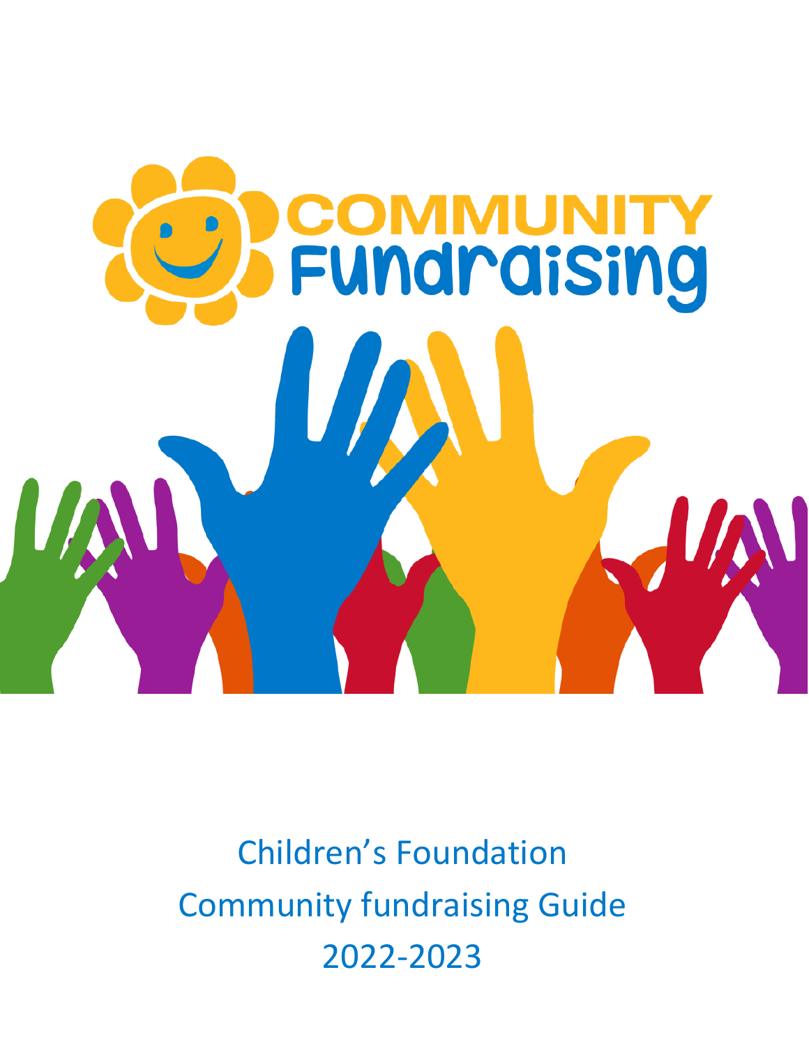# COMMUNITY Fundraising

Children's Foundation

Community fundraising Guide

2022-2023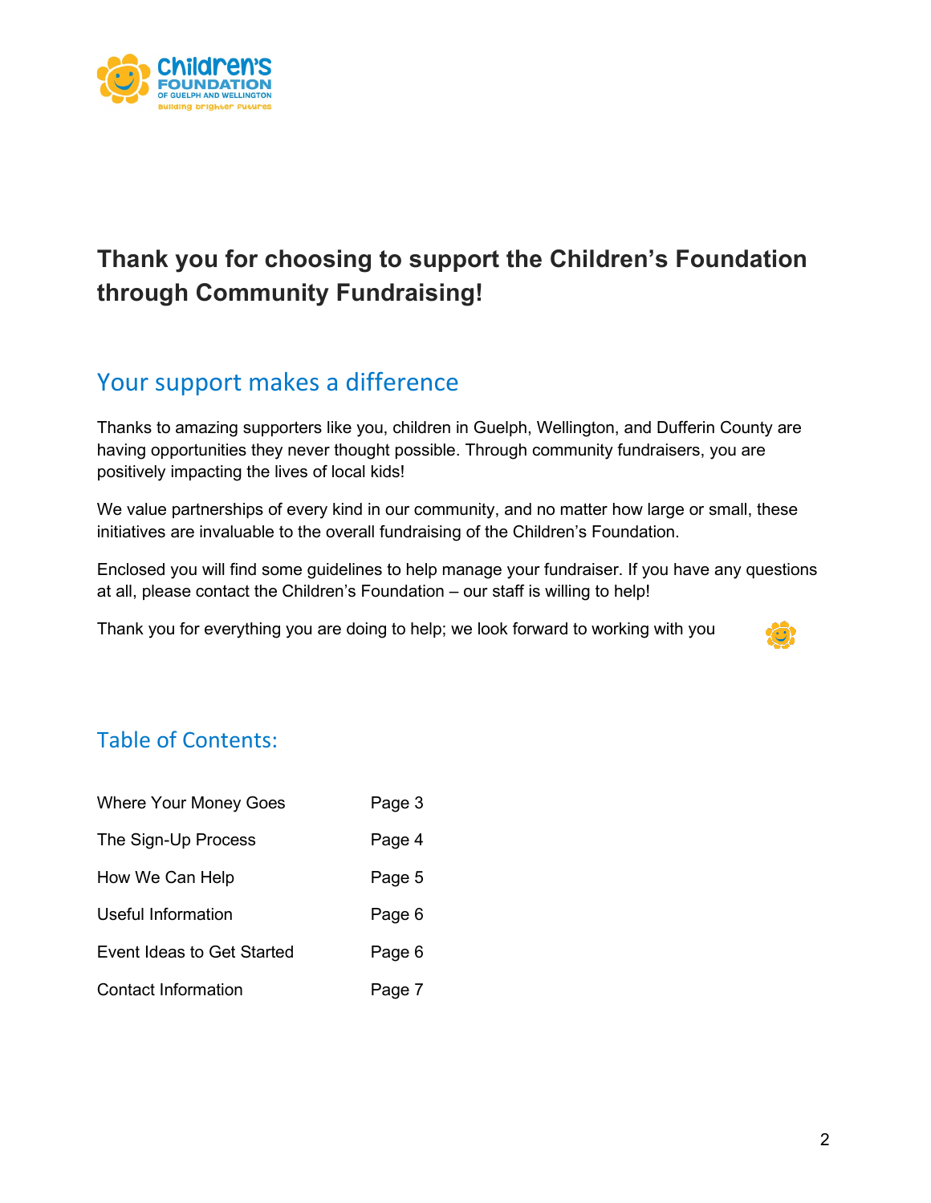# Thank you for choosing to support the Children's Foundation through Community Fundraising!

## Your support makes a difference

Thanks to amazing supporters like you, children in Guelph, Wellington, and Dufferin County are having opportunities they never thought possible. Through community fundraisers, you are positively impacting the lives of local kids!

We value partnerships of every kind in our community, and no matter how large or small, these initiatives are invaluable to the overall fundraising of the Children's Foundation.

Enclosed you will find some guidelines to help manage your fundraiser. If you have any questions at all, please contact the Children's Foundation – our staff is willing to help!

Thank you for everything you are doing to help; we look forward to working with you

## Table of Contents:

| | |
|---|---|
| Where Your Money Goes | Page 3 |
| The Sign-Up Process | Page 4 |
| How We Can Help | Page 5 |
| Useful Information | Page 6 |
| Event Ideas to Get Started | Page 6 |
| Contact Information | Page 7 |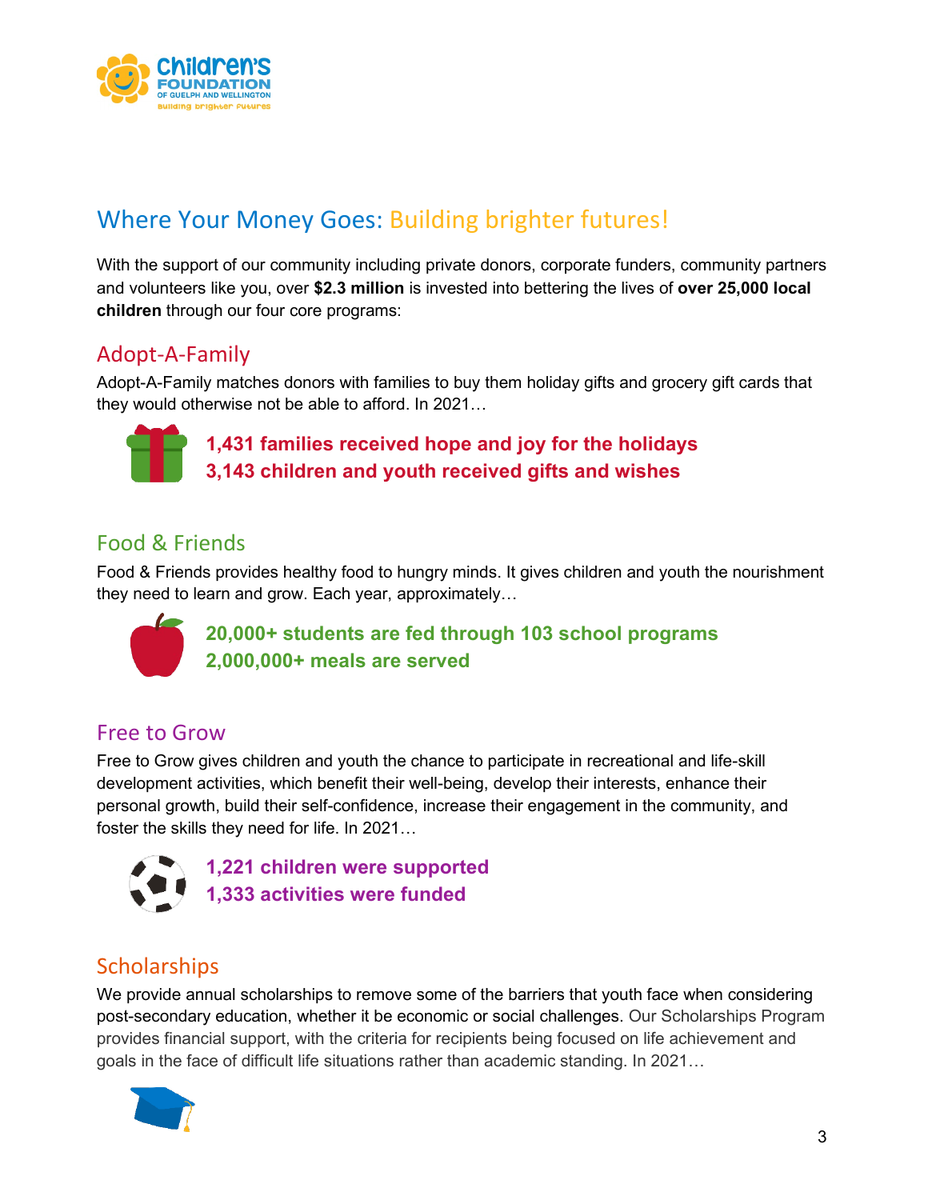## Where Your Money Goes: Building brighter futures!

With the support of our community including private donors, corporate funders, community partners and volunteers like you, over **$2.3 million** is invested into bettering the lives of **over 25,000 local children** through our four core programs:

### Adopt-A-Family

Adopt-A-Family matches donors with families to buy them holiday gifts and grocery gift cards that they would otherwise not be able to afford. In 2021…

**1,431 families received hope and joy for the holidays**
**3,143 children and youth received gifts and wishes**

### Food & Friends

Food & Friends provides healthy food to hungry minds. It gives children and youth the nourishment they need to learn and grow. Each year, approximately…

**20,000+ students are fed through 103 school programs**
**2,000,000+ meals are served**

### Free to Grow

Free to Grow gives children and youth the chance to participate in recreational and life-skill development activities, which benefit their well-being, develop their interests, enhance their personal growth, build their self-confidence, increase their engagement in the community, and foster the skills they need for life. In 2021…

**1,221 children were supported**
**1,333 activities were funded**

### Scholarships

We provide annual scholarships to remove some of the barriers that youth face when considering post-secondary education, whether it be economic or social challenges. Our Scholarships Program provides financial support, with the criteria for recipients being focused on life achievement and goals in the face of difficult life situations rather than academic standing. In 2021…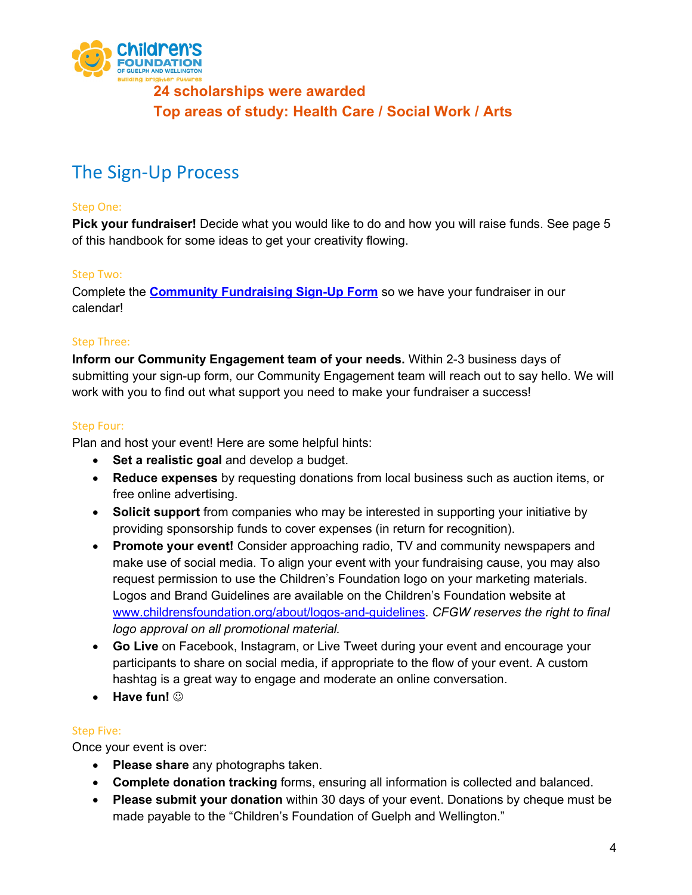**24 scholarships were awarded**
**Top areas of study: Health Care / Social Work / Arts**

## The Sign-Up Process

### Step One:

**Pick your fundraiser!** Decide what you would like to do and how you will raise funds. See page 5 of this handbook for some ideas to get your creativity flowing.

### Step Two:

Complete the **Community Fundraising Sign-Up Form** so we have your fundraiser in our calendar!

### Step Three:

**Inform our Community Engagement team of your needs.** Within 2-3 business days of submitting your sign-up form, our Community Engagement team will reach out to say hello. We will work with you to find out what support you need to make your fundraiser a success!

### Step Four:

Plan and host your event! Here are some helpful hints:

- **Set a realistic goal** and develop a budget.
- **Reduce expenses** by requesting donations from local business such as auction items, or free online advertising.
- **Solicit support** from companies who may be interested in supporting your initiative by providing sponsorship funds to cover expenses (in return for recognition).
- **Promote your event!** Consider approaching radio, TV and community newspapers and make use of social media. To align your event with your fundraising cause, you may also request permission to use the Children's Foundation logo on your marketing materials. Logos and Brand Guidelines are available on the Children's Foundation website at www.childrensfoundation.org/about/logos-and-guidelines. *CFGW reserves the right to final logo approval on all promotional material.*
- **Go Live** on Facebook, Instagram, or Live Tweet during your event and encourage your participants to share on social media, if appropriate to the flow of your event. A custom hashtag is a great way to engage and moderate an online conversation.
- **Have fun!** ☺

### Step Five:

Once your event is over:

- **Please share** any photographs taken.
- **Complete donation tracking** forms, ensuring all information is collected and balanced.
- **Please submit your donation** within 30 days of your event. Donations by cheque must be made payable to the "Children's Foundation of Guelph and Wellington."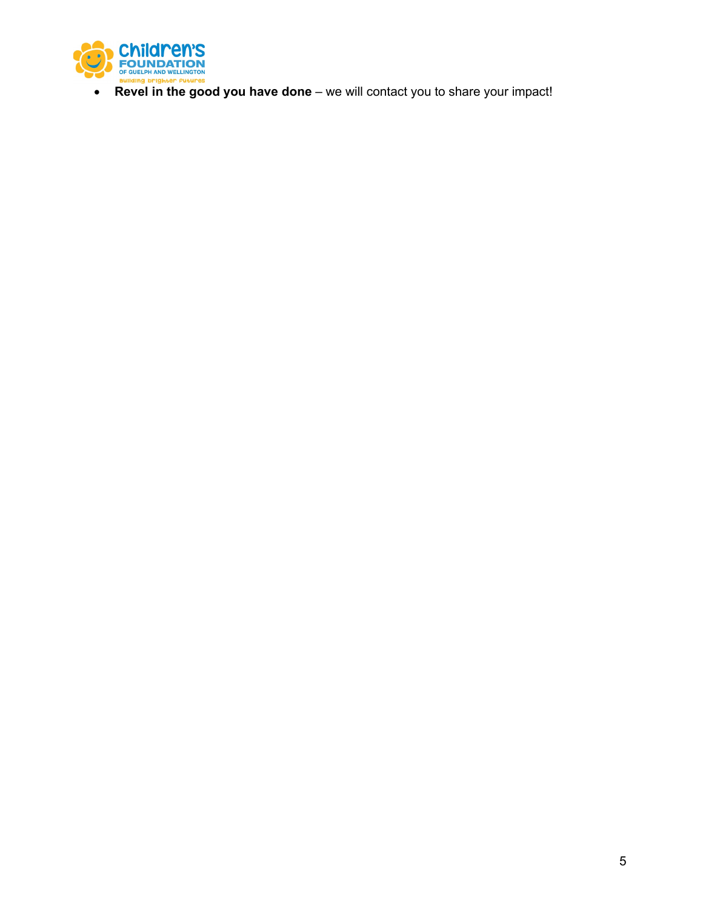- **Revel in the good you have done** – we will contact you to share your impact!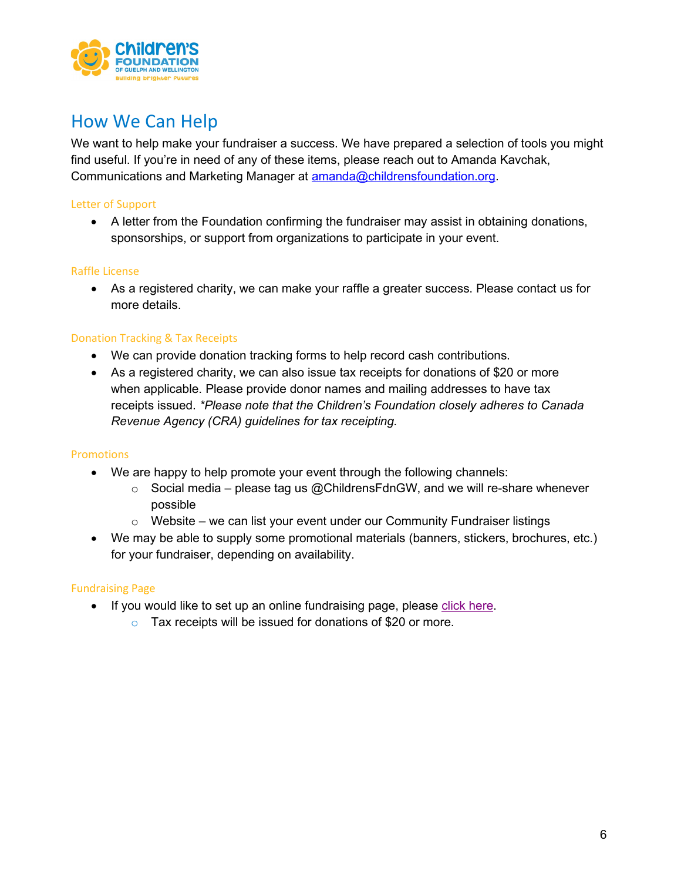## How We Can Help

We want to help make your fundraiser a success. We have prepared a selection of tools you might find useful. If you're in need of any of these items, please reach out to Amanda Kavchak, Communications and Marketing Manager at amanda@childrensfoundation.org.

### Letter of Support

- A letter from the Foundation confirming the fundraiser may assist in obtaining donations, sponsorships, or support from organizations to participate in your event.

### Raffle License

- As a registered charity, we can make your raffle a greater success. Please contact us for more details.

### Donation Tracking & Tax Receipts

- We can provide donation tracking forms to help record cash contributions.
- As a registered charity, we can also issue tax receipts for donations of $20 or more when applicable. Please provide donor names and mailing addresses to have tax receipts issued. *\*Please note that the Children's Foundation closely adheres to Canada Revenue Agency (CRA) guidelines for tax receipting.*

### Promotions

- We are happy to help promote your event through the following channels:
  - Social media – please tag us @ChildrensFdnGW, and we will re-share whenever possible
  - Website – we can list your event under our Community Fundraiser listings
- We may be able to supply some promotional materials (banners, stickers, brochures, etc.) for your fundraiser, depending on availability.

### Fundraising Page

- If you would like to set up an online fundraising page, please click here.
  - Tax receipts will be issued for donations of $20 or more.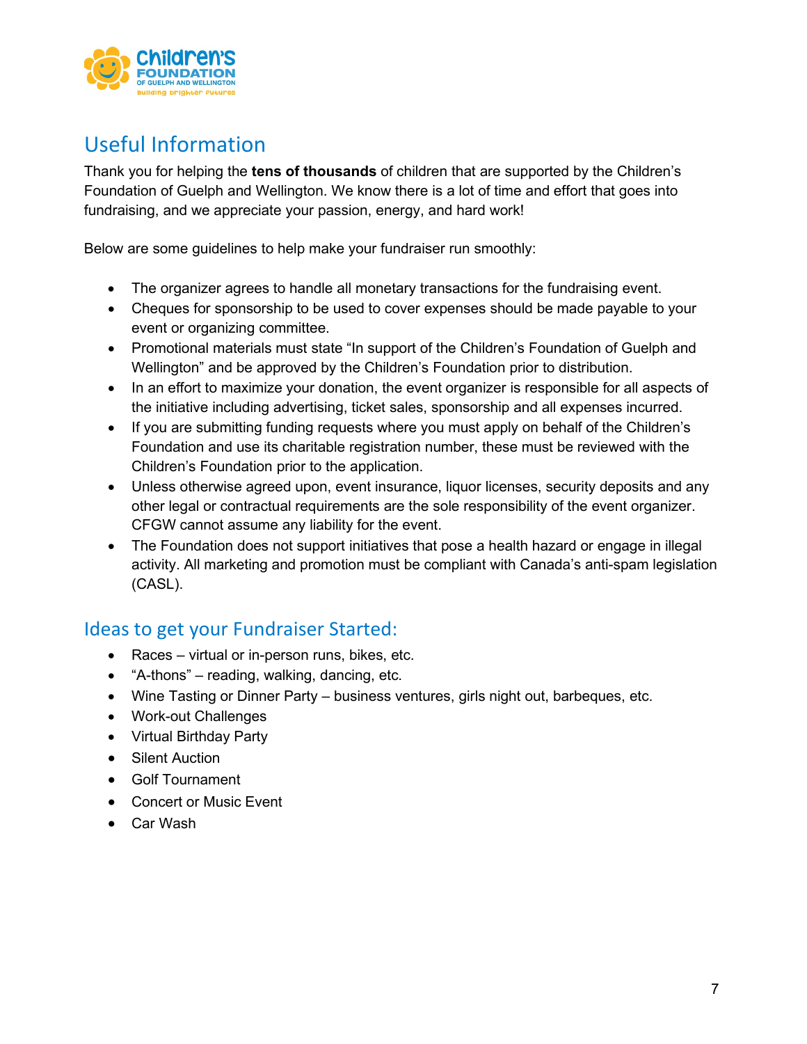## Useful Information

Thank you for helping the **tens of thousands** of children that are supported by the Children's Foundation of Guelph and Wellington. We know there is a lot of time and effort that goes into fundraising, and we appreciate your passion, energy, and hard work!

Below are some guidelines to help make your fundraiser run smoothly:

- The organizer agrees to handle all monetary transactions for the fundraising event.
- Cheques for sponsorship to be used to cover expenses should be made payable to your event or organizing committee.
- Promotional materials must state "In support of the Children's Foundation of Guelph and Wellington" and be approved by the Children's Foundation prior to distribution.
- In an effort to maximize your donation, the event organizer is responsible for all aspects of the initiative including advertising, ticket sales, sponsorship and all expenses incurred.
- If you are submitting funding requests where you must apply on behalf of the Children's Foundation and use its charitable registration number, these must be reviewed with the Children's Foundation prior to the application.
- Unless otherwise agreed upon, event insurance, liquor licenses, security deposits and any other legal or contractual requirements are the sole responsibility of the event organizer. CFGW cannot assume any liability for the event.
- The Foundation does not support initiatives that pose a health hazard or engage in illegal activity. All marketing and promotion must be compliant with Canada's anti-spam legislation (CASL).

## Ideas to get your Fundraiser Started:

- Races – virtual or in-person runs, bikes, etc.
- "A-thons" – reading, walking, dancing, etc.
- Wine Tasting or Dinner Party – business ventures, girls night out, barbeques, etc.
- Work-out Challenges
- Virtual Birthday Party
- Silent Auction
- Golf Tournament
- Concert or Music Event
- Car Wash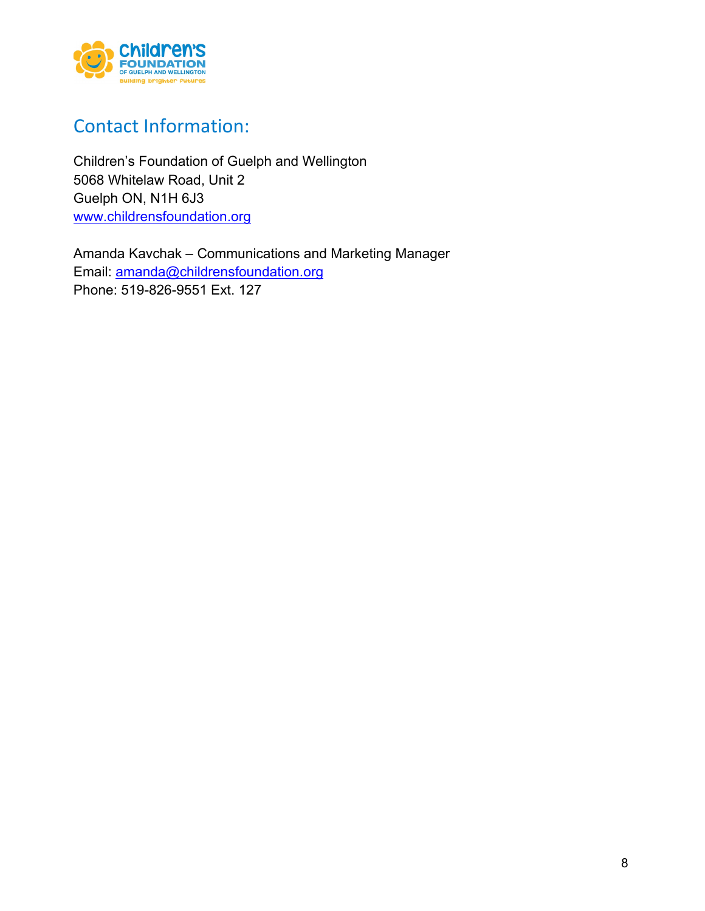## Contact Information:

Children's Foundation of Guelph and Wellington
5068 Whitelaw Road, Unit 2
Guelph ON, N1H 6J3
www.childrensfoundation.org

Amanda Kavchak – Communications and Marketing Manager
Email: amanda@childrensfoundation.org
Phone: 519-826-9551 Ext. 127